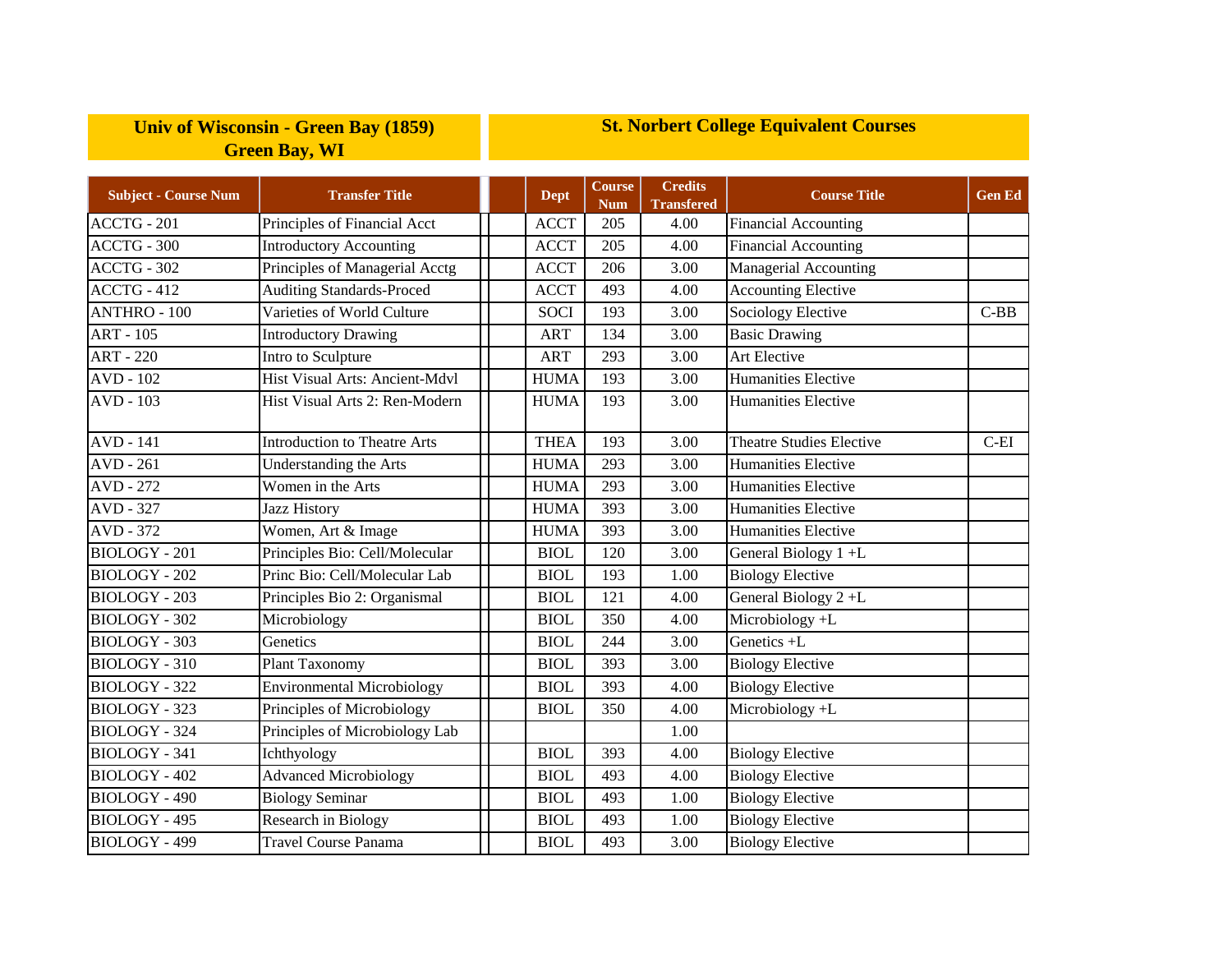| Univ of Wisconsin - Green Bay (1859) Green Bay, WI | | St. Norbert College Equivalent Courses | | | | |
|---|---|---|---|---|---|---|
| **Subject - Course Num** | **Transfer Title** | **Dept** | **Course Num** | **Credits Transfered** | **Course Title** | **Gen Ed** |
| ACCTG - 201 | Principles of Financial Acct | ACCT | 205 | 4.00 | Financial Accounting | |
| ACCTG - 300 | Introductory Accounting | ACCT | 205 | 4.00 | Financial Accounting | |
| ACCTG - 302 | Principles of Managerial Acctg | ACCT | 206 | 3.00 | Managerial Accounting | |
| ACCTG - 412 | Auditing Standards-Proced | ACCT | 493 | 4.00 | Accounting Elective | |
| ANTHRO - 100 | Varieties of World Culture | SOCI | 193 | 3.00 | Sociology Elective | C-BB |
| ART - 105 | Introductory Drawing | ART | 134 | 3.00 | Basic Drawing | |
| ART - 220 | Intro to Sculpture | ART | 293 | 3.00 | Art Elective | |
| AVD - 102 | Hist Visual Arts: Ancient-Mdvl | HUMA | 193 | 3.00 | Humanities Elective | |
| AVD - 103 | Hist Visual Arts 2: Ren-Modern | HUMA | 193 | 3.00 | Humanities Elective | |
| AVD - 141 | Introduction to Theatre Arts | THEA | 193 | 3.00 | Theatre Studies Elective | C-EI |
| AVD - 261 | Understanding the Arts | HUMA | 293 | 3.00 | Humanities Elective | |
| AVD - 272 | Women in the Arts | HUMA | 293 | 3.00 | Humanities Elective | |
| AVD - 327 | Jazz History | HUMA | 393 | 3.00 | Humanities Elective | |
| AVD - 372 | Women, Art & Image | HUMA | 393 | 3.00 | Humanities Elective | |
| BIOLOGY - 201 | Principles Bio: Cell/Molecular | BIOL | 120 | 3.00 | General Biology 1 +L | |
| BIOLOGY - 202 | Princ Bio: Cell/Molecular Lab | BIOL | 193 | 1.00 | Biology Elective | |
| BIOLOGY - 203 | Principles Bio 2: Organismal | BIOL | 121 | 4.00 | General Biology 2 +L | |
| BIOLOGY - 302 | Microbiology | BIOL | 350 | 4.00 | Microbiology +L | |
| BIOLOGY - 303 | Genetics | BIOL | 244 | 3.00 | Genetics +L | |
| BIOLOGY - 310 | Plant Taxonomy | BIOL | 393 | 3.00 | Biology Elective | |
| BIOLOGY - 322 | Environmental Microbiology | BIOL | 393 | 4.00 | Biology Elective | |
| BIOLOGY - 323 | Principles of Microbiology | BIOL | 350 | 4.00 | Microbiology +L | |
| BIOLOGY - 324 | Principles of Microbiology Lab | | | 1.00 | | |
| BIOLOGY - 341 | Ichthyology | BIOL | 393 | 4.00 | Biology Elective | |
| BIOLOGY - 402 | Advanced Microbiology | BIOL | 493 | 4.00 | Biology Elective | |
| BIOLOGY - 490 | Biology Seminar | BIOL | 493 | 1.00 | Biology Elective | |
| BIOLOGY - 495 | Research in Biology | BIOL | 493 | 1.00 | Biology Elective | |
| BIOLOGY - 499 | Travel Course Panama | BIOL | 493 | 3.00 | Biology Elective | |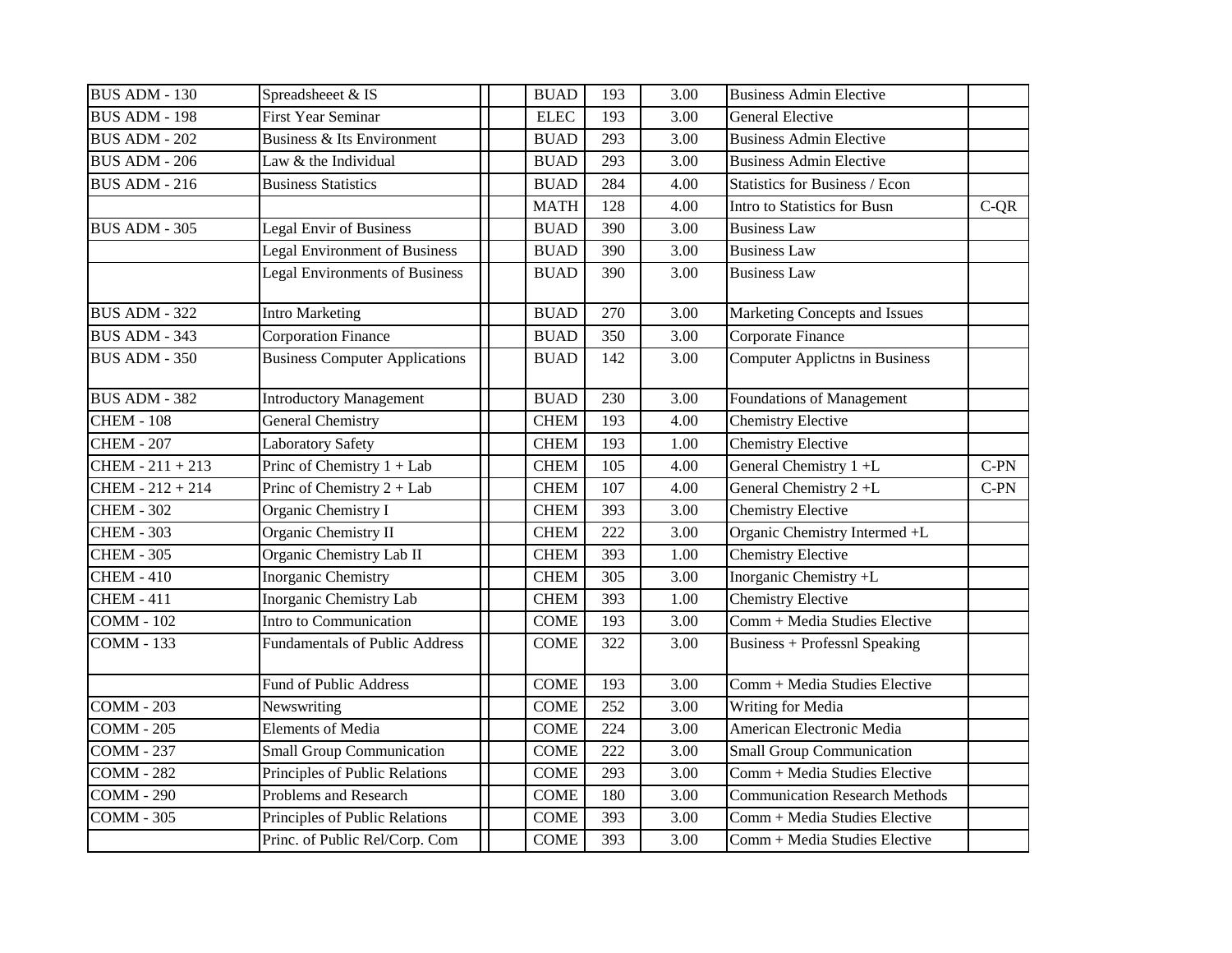| | | | | | | | | |
|---|---|---|---|---|---|---|---|---|
| BUS ADM - 130 | Spreadsheeet & IS | | | BUAD | 193 | 3.00 | Business Admin Elective | |
| BUS ADM - 198 | First Year Seminar | | | ELEC | 193 | 3.00 | General Elective | |
| BUS ADM - 202 | Business & Its Environment | | | BUAD | 293 | 3.00 | Business Admin Elective | |
| BUS ADM - 206 | Law & the Individual | | | BUAD | 293 | 3.00 | Business Admin Elective | |
| BUS ADM - 216 | Business Statistics | | | BUAD | 284 | 4.00 | Statistics for Business / Econ | |
| | | | | MATH | 128 | 4.00 | Intro to Statistics for Busn | C-QR |
| BUS ADM - 305 | Legal Envir of Business | | | BUAD | 390 | 3.00 | Business Law | |
| | Legal Environment of Business | | | BUAD | 390 | 3.00 | Business Law | |
| | Legal Environments of Business | | | BUAD | 390 | 3.00 | Business Law | |
| BUS ADM - 322 | Intro Marketing | | | BUAD | 270 | 3.00 | Marketing Concepts and Issues | |
| BUS ADM - 343 | Corporation Finance | | | BUAD | 350 | 3.00 | Corporate Finance | |
| BUS ADM - 350 | Business Computer Applications | | | BUAD | 142 | 3.00 | Computer Applictns in Business | |
| BUS ADM - 382 | Introductory Management | | | BUAD | 230 | 3.00 | Foundations of Management | |
| CHEM - 108 | General Chemistry | | | CHEM | 193 | 4.00 | Chemistry Elective | |
| CHEM - 207 | Laboratory Safety | | | CHEM | 193 | 1.00 | Chemistry Elective | |
| CHEM - 211 + 213 | Princ of Chemistry 1 + Lab | | | CHEM | 105 | 4.00 | General Chemistry 1 +L | C-PN |
| CHEM - 212 + 214 | Princ of Chemistry 2 + Lab | | | CHEM | 107 | 4.00 | General Chemistry 2 +L | C-PN |
| CHEM - 302 | Organic Chemistry I | | | CHEM | 393 | 3.00 | Chemistry Elective | |
| CHEM - 303 | Organic Chemistry II | | | CHEM | 222 | 3.00 | Organic Chemistry Intermed +L | |
| CHEM - 305 | Organic Chemistry Lab II | | | CHEM | 393 | 1.00 | Chemistry Elective | |
| CHEM - 410 | Inorganic Chemistry | | | CHEM | 305 | 3.00 | Inorganic Chemistry +L | |
| CHEM - 411 | Inorganic Chemistry Lab | | | CHEM | 393 | 1.00 | Chemistry Elective | |
| COMM - 102 | Intro to Communication | | | COME | 193 | 3.00 | Comm + Media Studies Elective | |
| COMM - 133 | Fundamentals of Public Address | | | COME | 322 | 3.00 | Business + Professnl Speaking | |
| | Fund of Public Address | | | COME | 193 | 3.00 | Comm + Media Studies Elective | |
| COMM - 203 | Newswriting | | | COME | 252 | 3.00 | Writing for Media | |
| COMM - 205 | Elements of Media | | | COME | 224 | 3.00 | American Electronic Media | |
| COMM - 237 | Small Group Communication | | | COME | 222 | 3.00 | Small Group Communication | |
| COMM - 282 | Principles of Public Relations | | | COME | 293 | 3.00 | Comm + Media Studies Elective | |
| COMM - 290 | Problems and Research | | | COME | 180 | 3.00 | Communication Research Methods | |
| COMM - 305 | Principles of Public Relations | | | COME | 393 | 3.00 | Comm + Media Studies Elective | |
| | Princ. of Public Rel/Corp. Com | | | COME | 393 | 3.00 | Comm + Media Studies Elective | |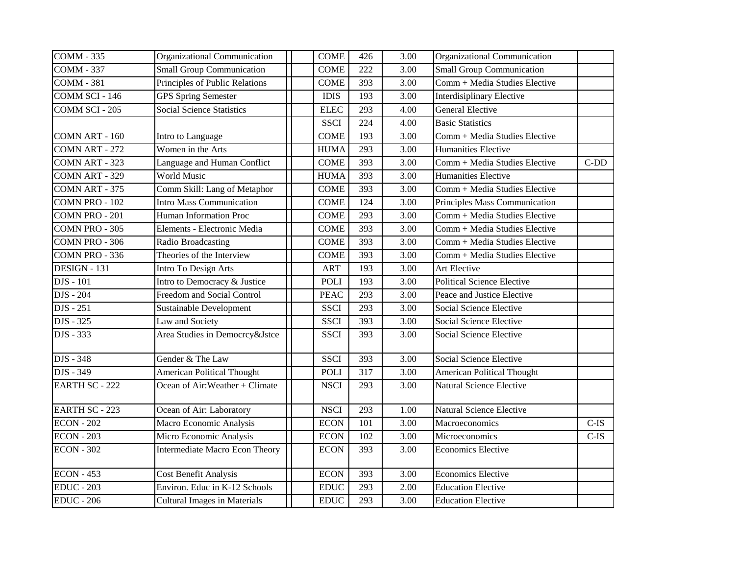| | | | | | | | | |
|---|---|---|---|---|---|---|---|---|
| COMM - 335 | Organizational Communication | | | COME | 426 | 3.00 | Organizational Communication | |
| COMM - 337 | Small Group Communication | | | COME | 222 | 3.00 | Small Group Communication | |
| COMM - 381 | Principles of Public Relations | | | COME | 393 | 3.00 | Comm + Media Studies Elective | |
| COMM SCI - 146 | GPS Spring Semester | | | IDIS | 193 | 3.00 | Interdisiplinary Elective | |
| COMM SCI - 205 | Social Science Statistics | | | ELEC | 293 | 4.00 | General Elective | |
| | | | | SSCI | 224 | 4.00 | Basic Statistics | |
| COMN ART - 160 | Intro to Language | | | COME | 193 | 3.00 | Comm + Media Studies Elective | |
| COMN ART - 272 | Women in the Arts | | | HUMA | 293 | 3.00 | Humanities Elective | |
| COMN ART - 323 | Language and Human Conflict | | | COME | 393 | 3.00 | Comm + Media Studies Elective | C-DD |
| COMN ART - 329 | World Music | | | HUMA | 393 | 3.00 | Humanities Elective | |
| COMN ART - 375 | Comm Skill: Lang of Metaphor | | | COME | 393 | 3.00 | Comm + Media Studies Elective | |
| COMN PRO - 102 | Intro Mass Communication | | | COME | 124 | 3.00 | Principles Mass Communication | |
| COMN PRO - 201 | Human Information Proc | | | COME | 293 | 3.00 | Comm + Media Studies Elective | |
| COMN PRO - 305 | Elements - Electronic Media | | | COME | 393 | 3.00 | Comm + Media Studies Elective | |
| COMN PRO - 306 | Radio Broadcasting | | | COME | 393 | 3.00 | Comm + Media Studies Elective | |
| COMN PRO - 336 | Theories of the Interview | | | COME | 393 | 3.00 | Comm + Media Studies Elective | |
| DESIGN - 131 | Intro To Design Arts | | | ART | 193 | 3.00 | Art Elective | |
| DJS - 101 | Intro to Democracy & Justice | | | POLI | 193 | 3.00 | Political Science Elective | |
| DJS - 204 | Freedom and Social Control | | | PEAC | 293 | 3.00 | Peace and Justice Elective | |
| DJS - 251 | Sustainable Development | | | SSCI | 293 | 3.00 | Social Science Elective | |
| DJS - 325 | Law and Society | | | SSCI | 393 | 3.00 | Social Science Elective | |
| DJS - 333 | Area Studies in Democrcy&Jstce | | | SSCI | 393 | 3.00 | Social Science Elective | |
| DJS - 348 | Gender & The Law | | | SSCI | 393 | 3.00 | Social Science Elective | |
| DJS - 349 | American Political Thought | | | POLI | 317 | 3.00 | American Political Thought | |
| EARTH SC - 222 | Ocean of Air:Weather + Climate | | | NSCI | 293 | 3.00 | Natural Science Elective | |
| EARTH SC - 223 | Ocean of Air: Laboratory | | | NSCI | 293 | 1.00 | Natural Science Elective | |
| ECON - 202 | Macro Economic Analysis | | | ECON | 101 | 3.00 | Macroeconomics | C-IS |
| ECON - 203 | Micro Economic Analysis | | | ECON | 102 | 3.00 | Microeconomics | C-IS |
| ECON - 302 | Intermediate Macro Econ Theory | | | ECON | 393 | 3.00 | Economics Elective | |
| ECON - 453 | Cost Benefit Analysis | | | ECON | 393 | 3.00 | Economics Elective | |
| EDUC - 203 | Environ. Educ in K-12 Schools | | | EDUC | 293 | 2.00 | Education Elective | |
| EDUC - 206 | Cultural Images in Materials | | | EDUC | 293 | 3.00 | Education Elective | |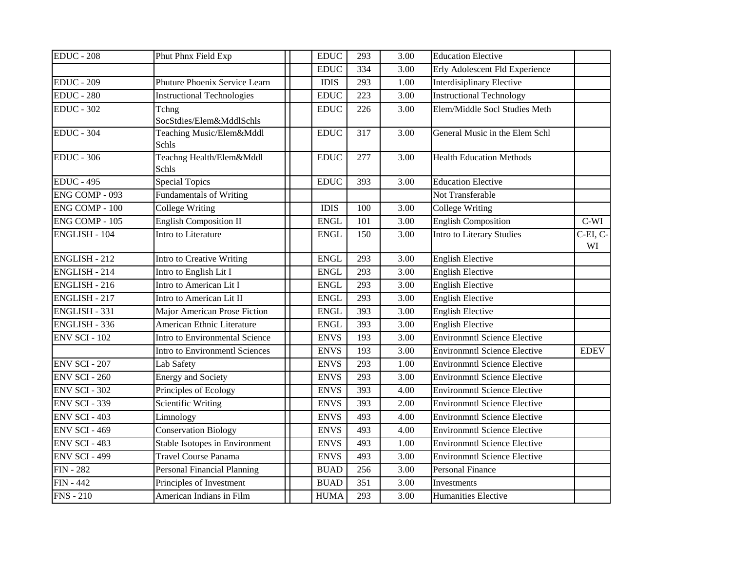| | | | | | | | | |
|---|---|---|---|---|---|---|---|---|
| EDUC - 208 | Phut Phnx Field Exp | | | EDUC | 293 | 3.00 | Education Elective | |
| | | | | EDUC | 334 | 3.00 | Erly Adolescent Fld Experience | |
| EDUC - 209 | Phuture Phoenix Service Learn | | | IDIS | 293 | 1.00 | Interdisiplinary Elective | |
| EDUC - 280 | Instructional Technologies | | | EDUC | 223 | 3.00 | Instructional Technology | |
| EDUC - 302 | Tchng SocStdies/Elem&MddlSchls | | | EDUC | 226 | 3.00 | Elem/Middle Socl Studies Meth | |
| EDUC - 304 | Teaching Music/Elem&Mddl Schls | | | EDUC | 317 | 3.00 | General Music in the Elem Schl | |
| EDUC - 306 | Teachng Health/Elem&Mddl Schls | | | EDUC | 277 | 3.00 | Health Education Methods | |
| EDUC - 495 | Special Topics | | | EDUC | 393 | 3.00 | Education Elective | |
| ENG COMP - 093 | Fundamentals of Writing | | | | | | Not Transferable | |
| ENG COMP - 100 | College Writing | | | IDIS | 100 | 3.00 | College Writing | |
| ENG COMP - 105 | English Composition II | | | ENGL | 101 | 3.00 | English Composition | C-WI |
| ENGLISH - 104 | Intro to Literature | | | ENGL | 150 | 3.00 | Intro to Literary Studies | C-EI, C-WI |
| ENGLISH - 212 | Intro to Creative Writing | | | ENGL | 293 | 3.00 | English Elective | |
| ENGLISH - 214 | Intro to English Lit I | | | ENGL | 293 | 3.00 | English Elective | |
| ENGLISH - 216 | Intro to American Lit I | | | ENGL | 293 | 3.00 | English Elective | |
| ENGLISH - 217 | Intro to American Lit II | | | ENGL | 293 | 3.00 | English Elective | |
| ENGLISH - 331 | Major American Prose Fiction | | | ENGL | 393 | 3.00 | English Elective | |
| ENGLISH - 336 | American Ethnic Literature | | | ENGL | 393 | 3.00 | English Elective | |
| ENV SCI - 102 | Intro to Environmental Science | | | ENVS | 193 | 3.00 | Environmntl Science Elective | |
| | Intro to Environmentl Sciences | | | ENVS | 193 | 3.00 | Environmntl Science Elective | EDEV |
| ENV SCI - 207 | Lab Safety | | | ENVS | 293 | 1.00 | Environmntl Science Elective | |
| ENV SCI - 260 | Energy and Society | | | ENVS | 293 | 3.00 | Environmntl Science Elective | |
| ENV SCI - 302 | Principles of Ecology | | | ENVS | 393 | 4.00 | Environmntl Science Elective | |
| ENV SCI - 339 | Scientific Writing | | | ENVS | 393 | 2.00 | Environmntl Science Elective | |
| ENV SCI - 403 | Limnology | | | ENVS | 493 | 4.00 | Environmntl Science Elective | |
| ENV SCI - 469 | Conservation Biology | | | ENVS | 493 | 4.00 | Environmntl Science Elective | |
| ENV SCI - 483 | Stable Isotopes in Environment | | | ENVS | 493 | 1.00 | Environmntl Science Elective | |
| ENV SCI - 499 | Travel Course Panama | | | ENVS | 493 | 3.00 | Environmntl Science Elective | |
| FIN - 282 | Personal Financial Planning | | | BUAD | 256 | 3.00 | Personal Finance | |
| FIN - 442 | Principles of Investment | | | BUAD | 351 | 3.00 | Investments | |
| FNS - 210 | American Indians in Film | | | HUMA | 293 | 3.00 | Humanities Elective | |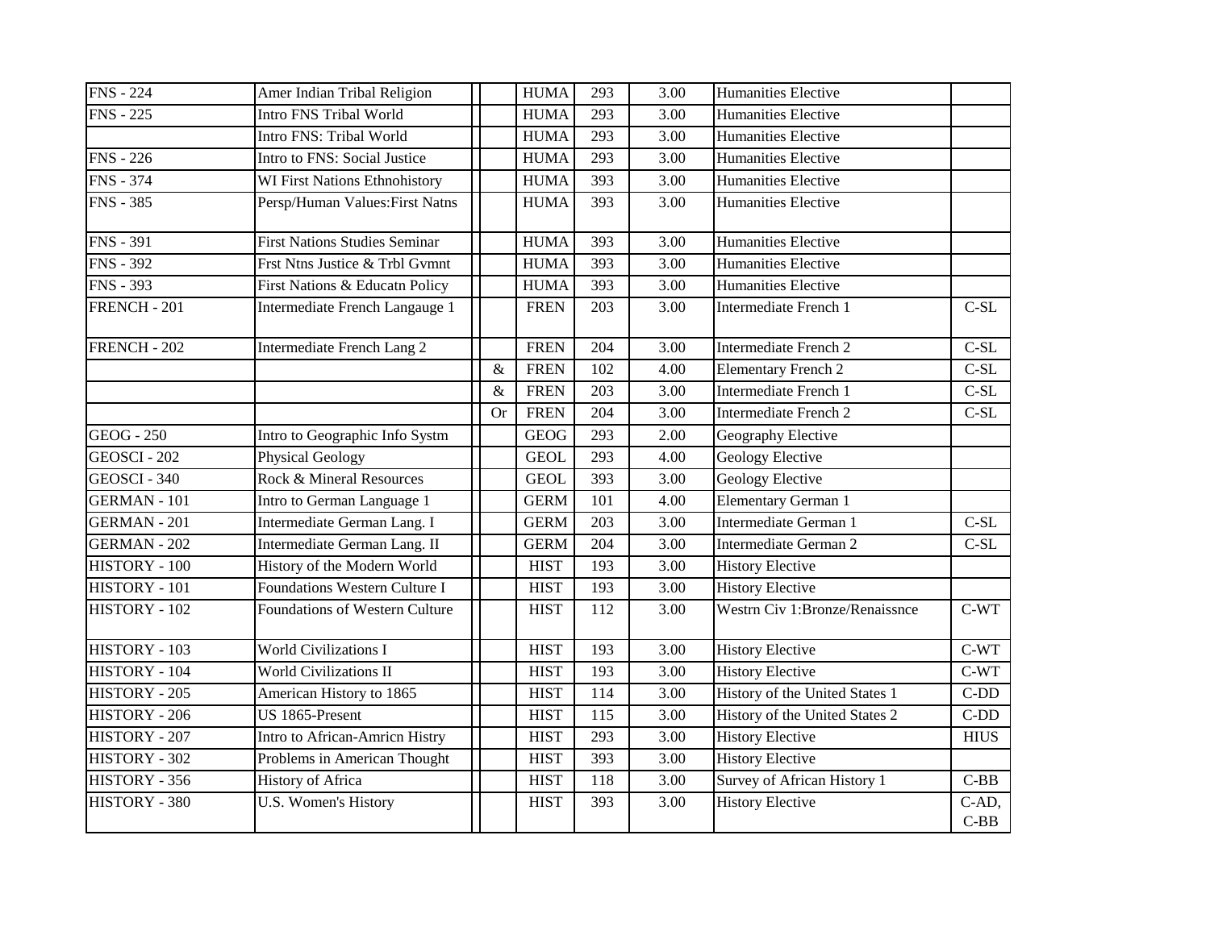| | | | | | | | |
|---|---|---|---|---|---|---|---|
| FNS - 224 | Amer Indian Tribal Religion | | HUMA | 293 | 3.00 | Humanities Elective | |
| FNS - 225 | Intro FNS Tribal World | | HUMA | 293 | 3.00 | Humanities Elective | |
| | Intro FNS: Tribal World | | HUMA | 293 | 3.00 | Humanities Elective | |
| FNS - 226 | Intro to FNS: Social Justice | | HUMA | 293 | 3.00 | Humanities Elective | |
| FNS - 374 | WI First Nations Ethnohistory | | HUMA | 393 | 3.00 | Humanities Elective | |
| FNS - 385 | Persp/Human Values:First Natns | | HUMA | 393 | 3.00 | Humanities Elective | |
| FNS - 391 | First Nations Studies Seminar | | HUMA | 393 | 3.00 | Humanities Elective | |
| FNS - 392 | Frst Ntns Justice & Trbl Gvmnt | | HUMA | 393 | 3.00 | Humanities Elective | |
| FNS - 393 | First Nations & Educatn Policy | | HUMA | 393 | 3.00 | Humanities Elective | |
| FRENCH - 201 | Intermediate French Langauge 1 | | FREN | 203 | 3.00 | Intermediate French 1 | C-SL |
| FRENCH - 202 | Intermediate French Lang 2 | | FREN | 204 | 3.00 | Intermediate French 2 | C-SL |
| | | & | FREN | 102 | 4.00 | Elementary French 2 | C-SL |
| | | & | FREN | 203 | 3.00 | Intermediate French 1 | C-SL |
| | | Or | FREN | 204 | 3.00 | Intermediate French 2 | C-SL |
| GEOG - 250 | Intro to Geographic Info Systm | | GEOG | 293 | 2.00 | Geography Elective | |
| GEOSCI - 202 | Physical Geology | | GEOL | 293 | 4.00 | Geology Elective | |
| GEOSCI - 340 | Rock & Mineral Resources | | GEOL | 393 | 3.00 | Geology Elective | |
| GERMAN - 101 | Intro to German Language 1 | | GERM | 101 | 4.00 | Elementary German 1 | |
| GERMAN - 201 | Intermediate German Lang. I | | GERM | 203 | 3.00 | Intermediate German 1 | C-SL |
| GERMAN - 202 | Intermediate German Lang. II | | GERM | 204 | 3.00 | Intermediate German 2 | C-SL |
| HISTORY - 100 | History of the Modern World | | HIST | 193 | 3.00 | History Elective | |
| HISTORY - 101 | Foundations Western Culture I | | HIST | 193 | 3.00 | History Elective | |
| HISTORY - 102 | Foundations of Western Culture | | HIST | 112 | 3.00 | Westrn Civ 1:Bronze/Renaissnce | C-WT |
| HISTORY - 103 | World Civilizations I | | HIST | 193 | 3.00 | History Elective | C-WT |
| HISTORY - 104 | World Civilizations II | | HIST | 193 | 3.00 | History Elective | C-WT |
| HISTORY - 205 | American History to 1865 | | HIST | 114 | 3.00 | History of the United States 1 | C-DD |
| HISTORY - 206 | US 1865-Present | | HIST | 115 | 3.00 | History of the United States 2 | C-DD |
| HISTORY - 207 | Intro to African-Amricn Histry | | HIST | 293 | 3.00 | History Elective | HIUS |
| HISTORY - 302 | Problems in American Thought | | HIST | 393 | 3.00 | History Elective | |
| HISTORY - 356 | History of Africa | | HIST | 118 | 3.00 | Survey of African History 1 | C-BB |
| HISTORY - 380 | U.S. Women's History | | HIST | 393 | 3.00 | History Elective | C-AD, C-BB |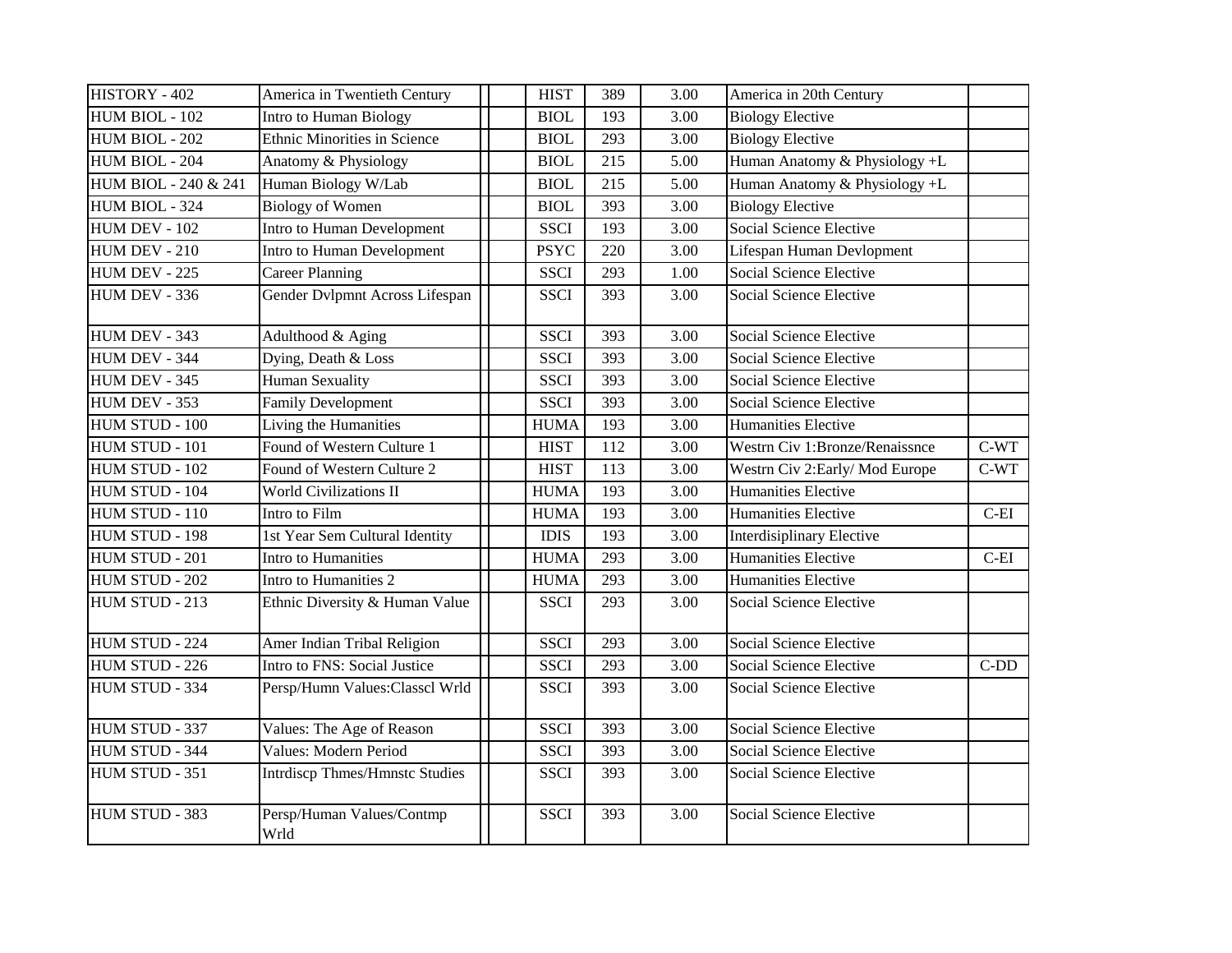| | | | | | | | | |
|---|---|---|---|---|---|---|---|---|
| HISTORY - 402 | America in Twentieth Century | | | HIST | 389 | 3.00 | America in 20th Century | |
| HUM BIOL - 102 | Intro to Human Biology | | | BIOL | 193 | 3.00 | Biology Elective | |
| HUM BIOL - 202 | Ethnic Minorities in Science | | | BIOL | 293 | 3.00 | Biology Elective | |
| HUM BIOL - 204 | Anatomy & Physiology | | | BIOL | 215 | 5.00 | Human Anatomy & Physiology +L | |
| HUM BIOL - 240 & 241 | Human Biology W/Lab | | | BIOL | 215 | 5.00 | Human Anatomy & Physiology +L | |
| HUM BIOL - 324 | Biology of Women | | | BIOL | 393 | 3.00 | Biology Elective | |
| HUM DEV - 102 | Intro to Human Development | | | SSCI | 193 | 3.00 | Social Science Elective | |
| HUM DEV - 210 | Intro to Human Development | | | PSYC | 220 | 3.00 | Lifespan Human Devlopment | |
| HUM DEV - 225 | Career Planning | | | SSCI | 293 | 1.00 | Social Science Elective | |
| HUM DEV - 336 | Gender Dvlpmnt Across Lifespan | | | SSCI | 393 | 3.00 | Social Science Elective | |
| HUM DEV - 343 | Adulthood & Aging | | | SSCI | 393 | 3.00 | Social Science Elective | |
| HUM DEV - 344 | Dying, Death & Loss | | | SSCI | 393 | 3.00 | Social Science Elective | |
| HUM DEV - 345 | Human Sexuality | | | SSCI | 393 | 3.00 | Social Science Elective | |
| HUM DEV - 353 | Family Development | | | SSCI | 393 | 3.00 | Social Science Elective | |
| HUM STUD - 100 | Living the Humanities | | | HUMA | 193 | 3.00 | Humanities Elective | |
| HUM STUD - 101 | Found of Western Culture 1 | | | HIST | 112 | 3.00 | Westrn Civ 1:Bronze/Renaissnce | C-WT |
| HUM STUD - 102 | Found of Western Culture 2 | | | HIST | 113 | 3.00 | Westrn Civ 2:Early/ Mod Europe | C-WT |
| HUM STUD - 104 | World Civilizations II | | | HUMA | 193 | 3.00 | Humanities Elective | |
| HUM STUD - 110 | Intro to Film | | | HUMA | 193 | 3.00 | Humanities Elective | C-EI |
| HUM STUD - 198 | 1st Year Sem Cultural Identity | | | IDIS | 193 | 3.00 | Interdisiplinary Elective | |
| HUM STUD - 201 | Intro to Humanities | | | HUMA | 293 | 3.00 | Humanities Elective | C-EI |
| HUM STUD - 202 | Intro to Humanities 2 | | | HUMA | 293 | 3.00 | Humanities Elective | |
| HUM STUD - 213 | Ethnic Diversity & Human Value | | | SSCI | 293 | 3.00 | Social Science Elective | |
| HUM STUD - 224 | Amer Indian Tribal Religion | | | SSCI | 293 | 3.00 | Social Science Elective | |
| HUM STUD - 226 | Intro to FNS: Social Justice | | | SSCI | 293 | 3.00 | Social Science Elective | C-DD |
| HUM STUD - 334 | Persp/Humn Values:Classcl Wrld | | | SSCI | 393 | 3.00 | Social Science Elective | |
| HUM STUD - 337 | Values: The Age of Reason | | | SSCI | 393 | 3.00 | Social Science Elective | |
| HUM STUD - 344 | Values: Modern Period | | | SSCI | 393 | 3.00 | Social Science Elective | |
| HUM STUD - 351 | Intrdiscp Thmes/Hmnstc Studies | | | SSCI | 393 | 3.00 | Social Science Elective | |
| HUM STUD - 383 | Persp/Human Values/Contmp Wrld | | | SSCI | 393 | 3.00 | Social Science Elective | |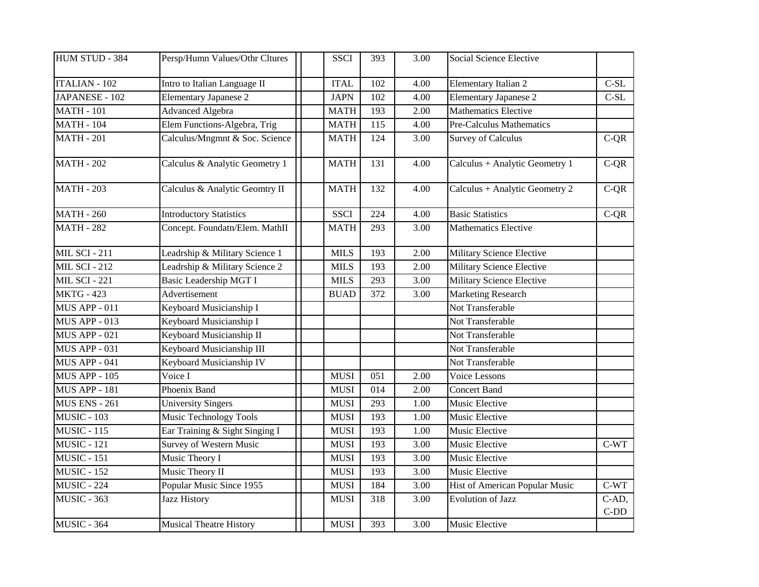| | | | | | | | | |
|---|---|---|---|---|---|---|---|---|
| HUM STUD - 384 | Persp/Humn Values/Othr Cltures | | | SSCI | 393 | 3.00 | Social Science Elective | |
| ITALIAN - 102 | Intro to Italian Language II | | | ITAL | 102 | 4.00 | Elementary Italian 2 | C-SL |
| JAPANESE - 102 | Elementary Japanese 2 | | | JAPN | 102 | 4.00 | Elementary Japanese 2 | C-SL |
| MATH - 101 | Advanced Algebra | | | MATH | 193 | 2.00 | Mathematics Elective | |
| MATH - 104 | Elem Functions-Algebra, Trig | | | MATH | 115 | 4.00 | Pre-Calculus Mathematics | |
| MATH - 201 | Calculus/Mngmnt & Soc. Science | | | MATH | 124 | 3.00 | Survey of Calculus | C-QR |
| MATH - 202 | Calculus & Analytic Geometry 1 | | | MATH | 131 | 4.00 | Calculus + Analytic Geometry 1 | C-QR |
| MATH - 203 | Calculus & Analytic Geomtry II | | | MATH | 132 | 4.00 | Calculus + Analytic Geometry 2 | C-QR |
| MATH - 260 | Introductory Statistics | | | SSCI | 224 | 4.00 | Basic Statistics | C-QR |
| MATH - 282 | Concept. Foundatn/Elem. MathII | | | MATH | 293 | 3.00 | Mathematics Elective | |
| MIL SCI - 211 | Leadrship & Military Science 1 | | | MILS | 193 | 2.00 | Military Science Elective | |
| MIL SCI - 212 | Leadrship & Military Science 2 | | | MILS | 193 | 2.00 | Military Science Elective | |
| MIL SCI - 221 | Basic Leadership MGT I | | | MILS | 293 | 3.00 | Military Science Elective | |
| MKTG - 423 | Advertisement | | | BUAD | 372 | 3.00 | Marketing Research | |
| MUS APP - 011 | Keyboard Musicianship I | | | | | | Not Transferable | |
| MUS APP - 013 | Keyboard Musicianship I | | | | | | Not Transferable | |
| MUS APP - 021 | Keyboard Musicianship II | | | | | | Not Transferable | |
| MUS APP - 031 | Keyboard Musicianship III | | | | | | Not Transferable | |
| MUS APP - 041 | Keyboard Musicianship IV | | | | | | Not Transferable | |
| MUS APP - 105 | Voice I | | | MUSI | 051 | 2.00 | Voice Lessons | |
| MUS APP - 181 | Phoenix Band | | | MUSI | 014 | 2.00 | Concert Band | |
| MUS ENS - 261 | University Singers | | | MUSI | 293 | 1.00 | Music Elective | |
| MUSIC - 103 | Music Technology Tools | | | MUSI | 193 | 1.00 | Music Elective | |
| MUSIC - 115 | Ear Training & Sight Singing I | | | MUSI | 193 | 1.00 | Music Elective | |
| MUSIC - 121 | Survey of Western Music | | | MUSI | 193 | 3.00 | Music Elective | C-WT |
| MUSIC - 151 | Music Theory I | | | MUSI | 193 | 3.00 | Music Elective | |
| MUSIC - 152 | Music Theory II | | | MUSI | 193 | 3.00 | Music Elective | |
| MUSIC - 224 | Popular Music Since 1955 | | | MUSI | 184 | 3.00 | Hist of American Popular Music | C-WT |
| MUSIC - 363 | Jazz History | | | MUSI | 318 | 3.00 | Evolution of Jazz | C-AD, C-DD |
| MUSIC - 364 | Musical Theatre History | | | MUSI | 393 | 3.00 | Music Elective | |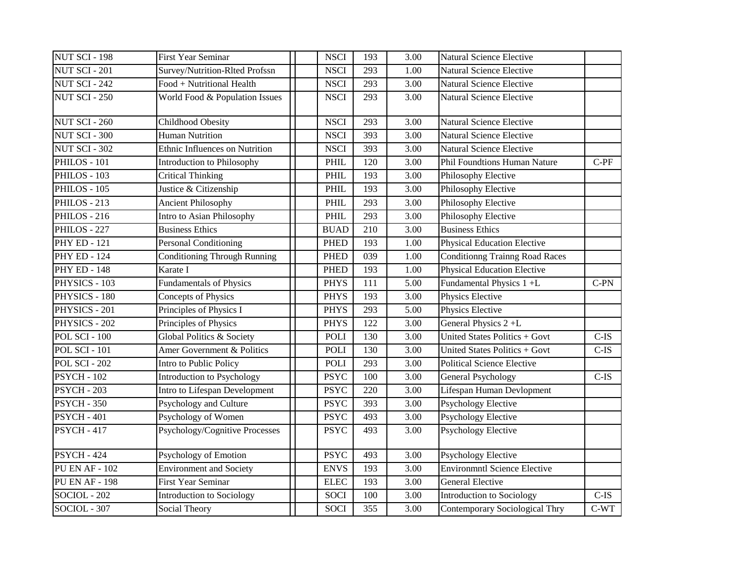| | | | | | | | |
|---|---|---|---|---|---|---|---|
| NUT SCI - 198 | First Year Seminar | | NSCI | 193 | 3.00 | Natural Science Elective | |
| NUT SCI - 201 | Survey/Nutrition-Rlted Profssn | | NSCI | 293 | 1.00 | Natural Science Elective | |
| NUT SCI - 242 | Food + Nutritional Health | | NSCI | 293 | 3.00 | Natural Science Elective | |
| NUT SCI - 250 | World Food & Population Issues | | NSCI | 293 | 3.00 | Natural Science Elective | |
| NUT SCI - 260 | Childhood Obesity | | NSCI | 293 | 3.00 | Natural Science Elective | |
| NUT SCI - 300 | Human Nutrition | | NSCI | 393 | 3.00 | Natural Science Elective | |
| NUT SCI - 302 | Ethnic Influences on Nutrition | | NSCI | 393 | 3.00 | Natural Science Elective | |
| PHILOS - 101 | Introduction to Philosophy | | PHIL | 120 | 3.00 | Phil Foundtions Human Nature | C-PF |
| PHILOS - 103 | Critical Thinking | | PHIL | 193 | 3.00 | Philosophy Elective | |
| PHILOS - 105 | Justice & Citizenship | | PHIL | 193 | 3.00 | Philosophy Elective | |
| PHILOS - 213 | Ancient Philosophy | | PHIL | 293 | 3.00 | Philosophy Elective | |
| PHILOS - 216 | Intro to Asian Philosophy | | PHIL | 293 | 3.00 | Philosophy Elective | |
| PHILOS - 227 | Business Ethics | | BUAD | 210 | 3.00 | Business Ethics | |
| PHY ED - 121 | Personal Conditioning | | PHED | 193 | 1.00 | Physical Education Elective | |
| PHY ED - 124 | Conditioning Through Running | | PHED | 039 | 1.00 | Conditionng Trainng Road Races | |
| PHY ED - 148 | Karate I | | PHED | 193 | 1.00 | Physical Education Elective | |
| PHYSICS - 103 | Fundamentals of Physics | | PHYS | 111 | 5.00 | Fundamental Physics 1 +L | C-PN |
| PHYSICS - 180 | Concepts of Physics | | PHYS | 193 | 3.00 | Physics Elective | |
| PHYSICS - 201 | Principles of Physics I | | PHYS | 293 | 5.00 | Physics Elective | |
| PHYSICS - 202 | Principles of Physics | | PHYS | 122 | 3.00 | General Physics 2 +L | |
| POL SCI - 100 | Global Politics & Society | | POLI | 130 | 3.00 | United States Politics + Govt | C-IS |
| POL SCI - 101 | Amer Government & Politics | | POLI | 130 | 3.00 | United States Politics + Govt | C-IS |
| POL SCI - 202 | Intro to Public Policy | | POLI | 293 | 3.00 | Political Science Elective | |
| PSYCH - 102 | Introduction to Psychology | | PSYC | 100 | 3.00 | General Psychology | C-IS |
| PSYCH - 203 | Intro to Lifespan Development | | PSYC | 220 | 3.00 | Lifespan Human Devlopment | |
| PSYCH - 350 | Psychology and Culture | | PSYC | 393 | 3.00 | Psychology Elective | |
| PSYCH - 401 | Psychology of Women | | PSYC | 493 | 3.00 | Psychology Elective | |
| PSYCH - 417 | Psychology/Cognitive Processes | | PSYC | 493 | 3.00 | Psychology Elective | |
| PSYCH - 424 | Psychology of Emotion | | PSYC | 493 | 3.00 | Psychology Elective | |
| PU EN AF - 102 | Environment and Society | | ENVS | 193 | 3.00 | Environmntl Science Elective | |
| PU EN AF - 198 | First Year Seminar | | ELEC | 193 | 3.00 | General Elective | |
| SOCIOL - 202 | Introduction to Sociology | | SOCI | 100 | 3.00 | Introduction to Sociology | C-IS |
| SOCIOL - 307 | Social Theory | | SOCI | 355 | 3.00 | Contemporary Sociological Thry | C-WT |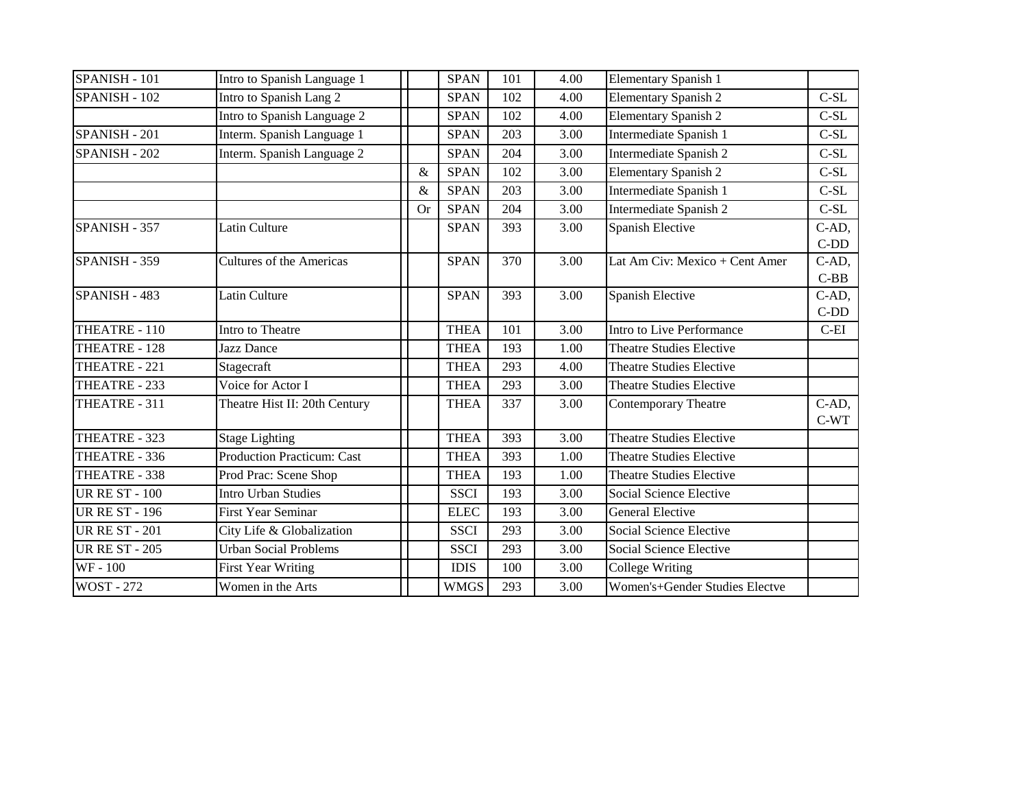| | | | | | | | | |
|---|---|---|---|---|---|---|---|---|
| SPANISH - 101 | Intro to Spanish Language 1 | | | SPAN | 101 | 4.00 | Elementary Spanish 1 | |
| SPANISH - 102 | Intro to Spanish Lang 2 | | | SPAN | 102 | 4.00 | Elementary Spanish 2 | C-SL |
| | Intro to Spanish Language 2 | | | SPAN | 102 | 4.00 | Elementary Spanish 2 | C-SL |
| SPANISH - 201 | Interm. Spanish Language 1 | | | SPAN | 203 | 3.00 | Intermediate Spanish 1 | C-SL |
| SPANISH - 202 | Interm. Spanish Language 2 | | | SPAN | 204 | 3.00 | Intermediate Spanish 2 | C-SL |
| | | | & | SPAN | 102 | 3.00 | Elementary Spanish 2 | C-SL |
| | | | & | SPAN | 203 | 3.00 | Intermediate Spanish 1 | C-SL |
| | | | Or | SPAN | 204 | 3.00 | Intermediate Spanish 2 | C-SL |
| SPANISH - 357 | Latin Culture | | | SPAN | 393 | 3.00 | Spanish Elective | C-AD, C-DD |
| SPANISH - 359 | Cultures of the Americas | | | SPAN | 370 | 3.00 | Lat Am Civ: Mexico + Cent Amer | C-AD, C-BB |
| SPANISH - 483 | Latin Culture | | | SPAN | 393 | 3.00 | Spanish Elective | C-AD, C-DD |
| THEATRE - 110 | Intro to Theatre | | | THEA | 101 | 3.00 | Intro to Live Performance | C-EI |
| THEATRE - 128 | Jazz Dance | | | THEA | 193 | 1.00 | Theatre Studies Elective | |
| THEATRE - 221 | Stagecraft | | | THEA | 293 | 4.00 | Theatre Studies Elective | |
| THEATRE - 233 | Voice for Actor I | | | THEA | 293 | 3.00 | Theatre Studies Elective | |
| THEATRE - 311 | Theatre Hist II: 20th Century | | | THEA | 337 | 3.00 | Contemporary Theatre | C-AD, C-WT |
| THEATRE - 323 | Stage Lighting | | | THEA | 393 | 3.00 | Theatre Studies Elective | |
| THEATRE - 336 | Production Practicum: Cast | | | THEA | 393 | 1.00 | Theatre Studies Elective | |
| THEATRE - 338 | Prod Prac: Scene Shop | | | THEA | 193 | 1.00 | Theatre Studies Elective | |
| UR RE ST - 100 | Intro Urban Studies | | | SSCI | 193 | 3.00 | Social Science Elective | |
| UR RE ST - 196 | First Year Seminar | | | ELEC | 193 | 3.00 | General Elective | |
| UR RE ST - 201 | City Life & Globalization | | | SSCI | 293 | 3.00 | Social Science Elective | |
| UR RE ST - 205 | Urban Social Problems | | | SSCI | 293 | 3.00 | Social Science Elective | |
| WF - 100 | First Year Writing | | | IDIS | 100 | 3.00 | College Writing | |
| WOST - 272 | Women in the Arts | | | WMGS | 293 | 3.00 | Women's+Gender Studies Electve | |